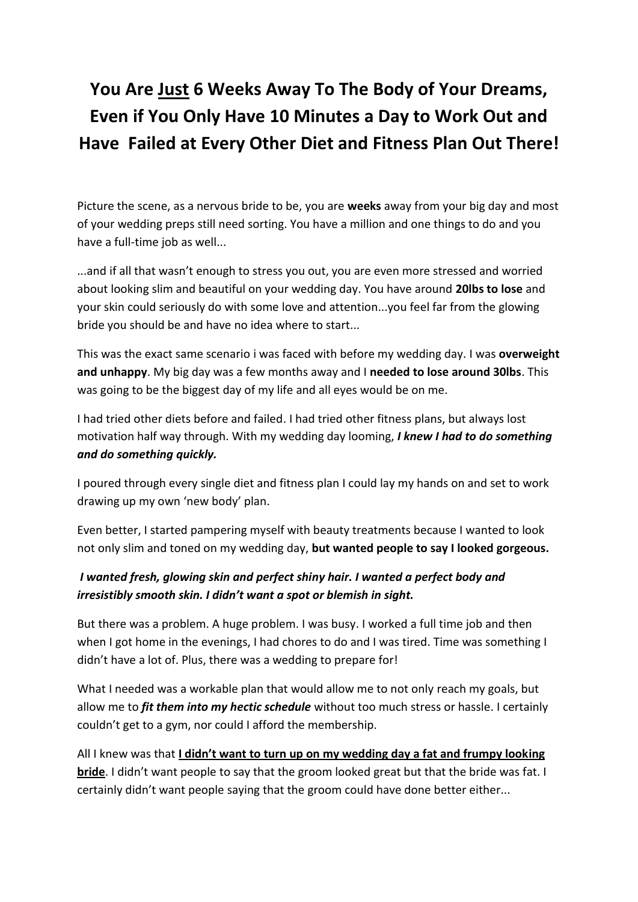# You Are <u>Just</u> 6 Weeks Away To The Body of Your Dreams, Even if You Only Have 10 Minutes a Day to Work Out and Have Failed at Every Other Diet and Fitness Plan Out There!

Picture the scene, as a nervous bride to be, you are **weeks** away from your big day and most of your wedding preps still need sorting. You have a million and one things to do and you have a full-time job as well...

...and if all that wasn't enough to stress you out, you are even more stressed and worried about looking slim and beautiful on your wedding day. You have around **20lbs to lose** and your skin could seriously do with some love and attention...you feel far from the glowing bride you should be and have no idea where to start...

This was the exact same scenario i was faced with before my wedding day. I was **overweight and unhappy**. My big day was a few months away and I **needed to lose around 30lbs**. This was going to be the biggest day of my life and all eyes would be on me.

I had tried other diets before and failed. I had tried other fitness plans, but always lost motivation half way through. With my wedding day looming, ***I knew I had to do something and do something quickly.***

I poured through every single diet and fitness plan I could lay my hands on and set to work drawing up my own 'new body' plan.

Even better, I started pampering myself with beauty treatments because I wanted to look not only slim and toned on my wedding day, **but wanted people to say I looked gorgeous.**

***I wanted fresh, glowing skin and perfect shiny hair. I wanted a perfect body and irresistibly smooth skin. I didn't want a spot or blemish in sight.***

But there was a problem. A huge problem. I was busy. I worked a full time job and then when I got home in the evenings, I had chores to do and I was tired. Time was something I didn't have a lot of. Plus, there was a wedding to prepare for!

What I needed was a workable plan that would allow me to not only reach my goals, but allow me to ***fit them into my hectic schedule*** without too much stress or hassle. I certainly couldn't get to a gym, nor could I afford the membership.

All I knew was that **<u>I didn't want to turn up on my wedding day a fat and frumpy looking bride</u>**. I didn't want people to say that the groom looked great but that the bride was fat. I certainly didn't want people saying that the groom could have done better either...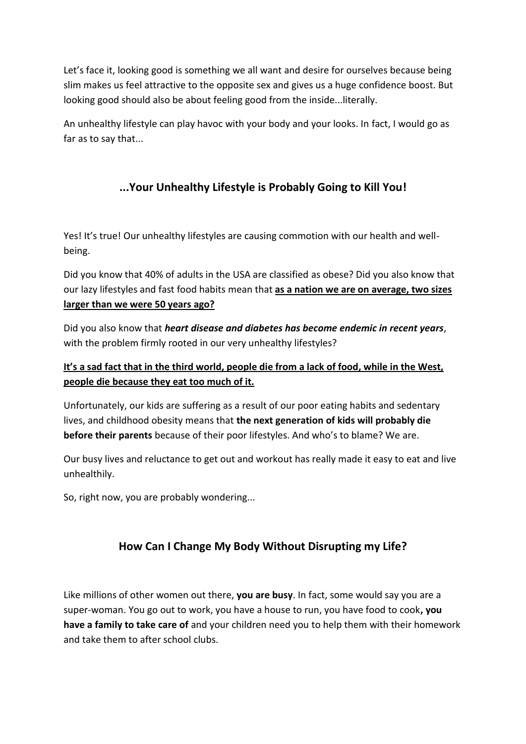Let's face it, looking good is something we all want and desire for ourselves because being slim makes us feel attractive to the opposite sex and gives us a huge confidence boost. But looking good should also be about feeling good from the inside...literally.

An unhealthy lifestyle can play havoc with your body and your looks. In fact, I would go as far as to say that...

## ...Your Unhealthy Lifestyle is Probably Going to Kill You!

Yes! It's true! Our unhealthy lifestyles are causing commotion with our health and well-being.

Did you know that 40% of adults in the USA are classified as obese? Did you also know that our lazy lifestyles and fast food habits mean that <u>**as a nation we are on average, two sizes larger than we were 50 years ago?**</u>

Did you also know that ***heart disease and diabetes has become endemic in recent years***, with the problem firmly rooted in our very unhealthy lifestyles?

<u>**It's a sad fact that in the third world, people die from a lack of food, while in the West, people die because they eat too much of it.**</u>

Unfortunately, our kids are suffering as a result of our poor eating habits and sedentary lives, and childhood obesity means that **the next generation of kids will probably die before their parents** because of their poor lifestyles. And who's to blame? We are.

Our busy lives and reluctance to get out and workout has really made it easy to eat and live unhealthily.

So, right now, you are probably wondering...

## How Can I Change My Body Without Disrupting my Life?

Like millions of other women out there, **you are busy**. In fact, some would say you are a super-woman. You go out to work, you have a house to run, you have food to cook**, you have a family to take care of** and your children need you to help them with their homework and take them to after school clubs.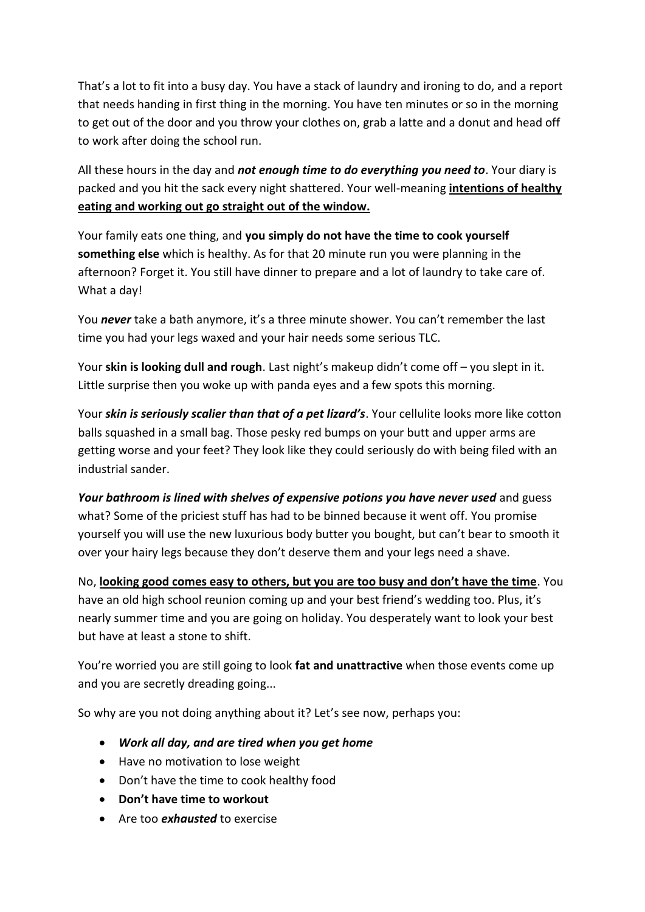That's a lot to fit into a busy day. You have a stack of laundry and ironing to do, and a report that needs handing in first thing in the morning. You have ten minutes or so in the morning to get out of the door and you throw your clothes on, grab a latte and a donut and head off to work after doing the school run.

All these hours in the day and ***not enough time to do everything you need to***. Your diary is packed and you hit the sack every night shattered. Your well-meaning <u>**intentions of healthy eating and working out go straight out of the window.**</u>

Your family eats one thing, and **you simply do not have the time to cook yourself something else** which is healthy. As for that 20 minute run you were planning in the afternoon? Forget it. You still have dinner to prepare and a lot of laundry to take care of. What a day!

You ***never*** take a bath anymore, it's a three minute shower. You can't remember the last time you had your legs waxed and your hair needs some serious TLC.

Your **skin is looking dull and rough**. Last night's makeup didn't come off – you slept in it. Little surprise then you woke up with panda eyes and a few spots this morning.

Your ***skin is seriously scalier than that of a pet lizard's***. Your cellulite looks more like cotton balls squashed in a small bag. Those pesky red bumps on your butt and upper arms are getting worse and your feet? They look like they could seriously do with being filed with an industrial sander.

***Your bathroom is lined with shelves of expensive potions you have never used*** and guess what? Some of the priciest stuff has had to be binned because it went off. You promise yourself you will use the new luxurious body butter you bought, but can't bear to smooth it over your hairy legs because they don't deserve them and your legs need a shave.

No, <u>**looking good comes easy to others, but you are too busy and don't have the time**</u>. You have an old high school reunion coming up and your best friend's wedding too. Plus, it's nearly summer time and you are going on holiday. You desperately want to look your best but have at least a stone to shift.

You're worried you are still going to look **fat and unattractive** when those events come up and you are secretly dreading going...

So why are you not doing anything about it? Let's see now, perhaps you:

- ***Work all day, and are tired when you get home***
- Have no motivation to lose weight
- Don't have the time to cook healthy food
- **Don't have time to workout**
- Are too ***exhausted*** to exercise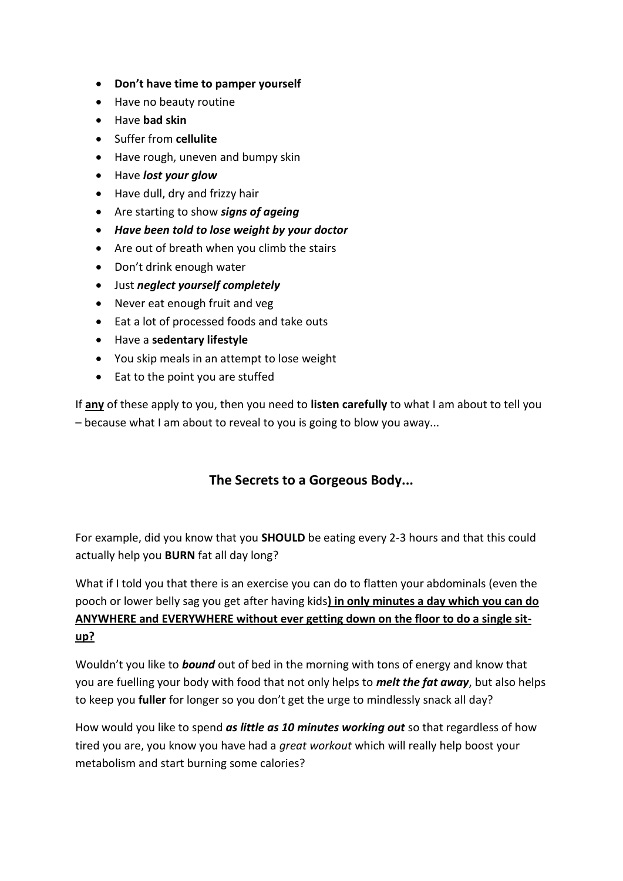- **Don't have time to pamper yourself**
- Have no beauty routine
- Have **bad skin**
- Suffer from **cellulite**
- Have rough, uneven and bumpy skin
- Have ***lost your glow***
- Have dull, dry and frizzy hair
- Are starting to show ***signs of ageing***
- ***Have been told to lose weight by your doctor***
- Are out of breath when you climb the stairs
- Don't drink enough water
- Just ***neglect yourself completely***
- Never eat enough fruit and veg
- Eat a lot of processed foods and take outs
- Have a **sedentary lifestyle**
- You skip meals in an attempt to lose weight
- Eat to the point you are stuffed

If <u>**any**</u> of these apply to you, then you need to **listen carefully** to what I am about to tell you – because what I am about to reveal to you is going to blow you away...

## The Secrets to a Gorgeous Body...

For example, did you know that you **SHOULD** be eating every 2-3 hours and that this could actually help you **BURN** fat all day long?

What if I told you that there is an exercise you can do to flatten your abdominals (even the pooch or lower belly sag you get after having kids<u>**) in only minutes a day which you can do ANYWHERE and EVERYWHERE without ever getting down on the floor to do a single sit-up?**</u>

Wouldn't you like to ***bound*** out of bed in the morning with tons of energy and know that you are fuelling your body with food that not only helps to ***melt the fat away***, but also helps to keep you **fuller** for longer so you don't get the urge to mindlessly snack all day?

How would you like to spend ***as little as 10 minutes working out*** so that regardless of how tired you are, you know you have had a *great workout* which will really help boost your metabolism and start burning some calories?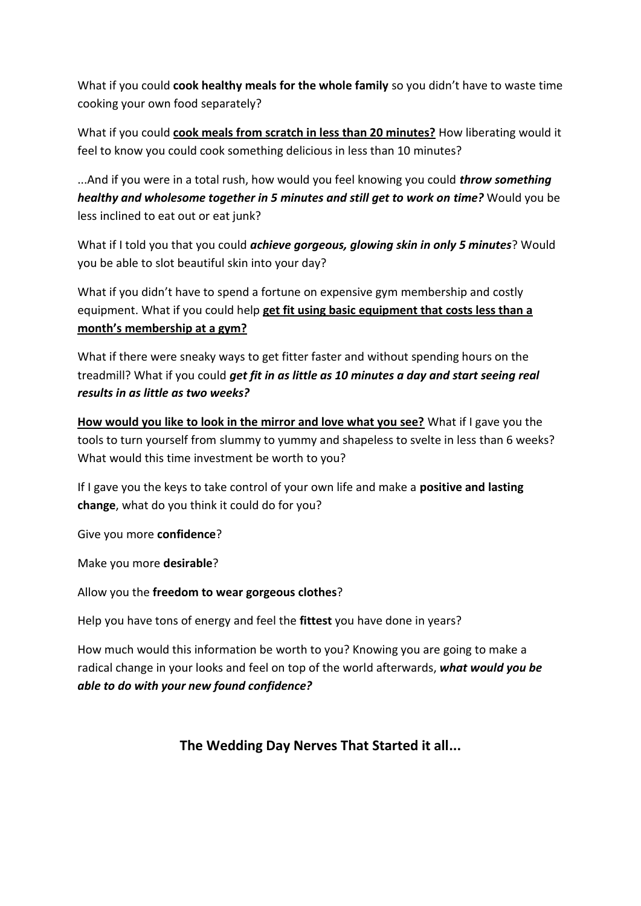What if you could **cook healthy meals for the whole family** so you didn't have to waste time cooking your own food separately?

What if you could <u>**cook meals from scratch in less than 20 minutes?**</u> How liberating would it feel to know you could cook something delicious in less than 10 minutes?

...And if you were in a total rush, how would you feel knowing you could ***throw something healthy and wholesome together in 5 minutes and still get to work on time?*** Would you be less inclined to eat out or eat junk?

What if I told you that you could ***achieve gorgeous, glowing skin in only 5 minutes***? Would you be able to slot beautiful skin into your day?

What if you didn't have to spend a fortune on expensive gym membership and costly equipment. What if you could help <u>**get fit using basic equipment that costs less than a month's membership at a gym?**</u>

What if there were sneaky ways to get fitter faster and without spending hours on the treadmill? What if you could ***get fit in as little as 10 minutes a day and start seeing real results in as little as two weeks?***

<u>**How would you like to look in the mirror and love what you see?**</u> What if I gave you the tools to turn yourself from slummy to yummy and shapeless to svelte in less than 6 weeks? What would this time investment be worth to you?

If I gave you the keys to take control of your own life and make a **positive and lasting change**, what do you think it could do for you?

Give you more **confidence**?

Make you more **desirable**?

Allow you the **freedom to wear gorgeous clothes**?

Help you have tons of energy and feel the **fittest** you have done in years?

How much would this information be worth to you? Knowing you are going to make a radical change in your looks and feel on top of the world afterwards, ***what would you be able to do with your new found confidence?***

## The Wedding Day Nerves That Started it all...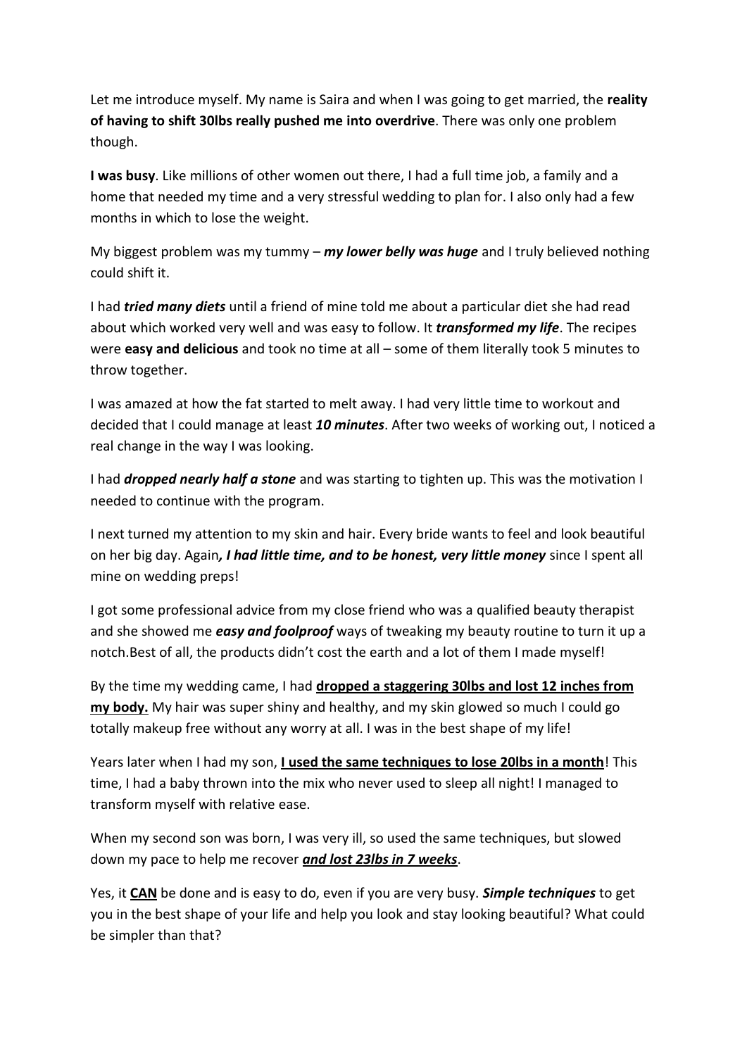Let me introduce myself. My name is Saira and when I was going to get married, the **reality of having to shift 30lbs really pushed me into overdrive**. There was only one problem though.

**I was busy**. Like millions of other women out there, I had a full time job, a family and a home that needed my time and a very stressful wedding to plan for. I also only had a few months in which to lose the weight.

My biggest problem was my tummy – ***my lower belly was huge*** and I truly believed nothing could shift it.

I had ***tried many diets*** until a friend of mine told me about a particular diet she had read about which worked very well and was easy to follow. It ***transformed my life***. The recipes were **easy and delicious** and took no time at all – some of them literally took 5 minutes to throw together.

I was amazed at how the fat started to melt away. I had very little time to workout and decided that I could manage at least ***10 minutes***. After two weeks of working out, I noticed a real change in the way I was looking.

I had ***dropped nearly half a stone*** and was starting to tighten up. This was the motivation I needed to continue with the program.

I next turned my attention to my skin and hair. Every bride wants to feel and look beautiful on her big day. Again***, I had little time, and to be honest, very little money*** since I spent all mine on wedding preps!

I got some professional advice from my close friend who was a qualified beauty therapist and she showed me ***easy and foolproof*** ways of tweaking my beauty routine to turn it up a notch.Best of all, the products didn't cost the earth and a lot of them I made myself!

By the time my wedding came, I had <u>**dropped a staggering 30lbs and lost 12 inches from my body.**</u> My hair was super shiny and healthy, and my skin glowed so much I could go totally makeup free without any worry at all. I was in the best shape of my life!

Years later when I had my son, <u>**I used the same techniques to lose 20lbs in a month**</u>! This time, I had a baby thrown into the mix who never used to sleep all night! I managed to transform myself with relative ease.

When my second son was born, I was very ill, so used the same techniques, but slowed down my pace to help me recover <u>***and lost 23lbs in 7 weeks***</u>.

Yes, it <u>**CAN**</u> be done and is easy to do, even if you are very busy. ***Simple techniques*** to get you in the best shape of your life and help you look and stay looking beautiful? What could be simpler than that?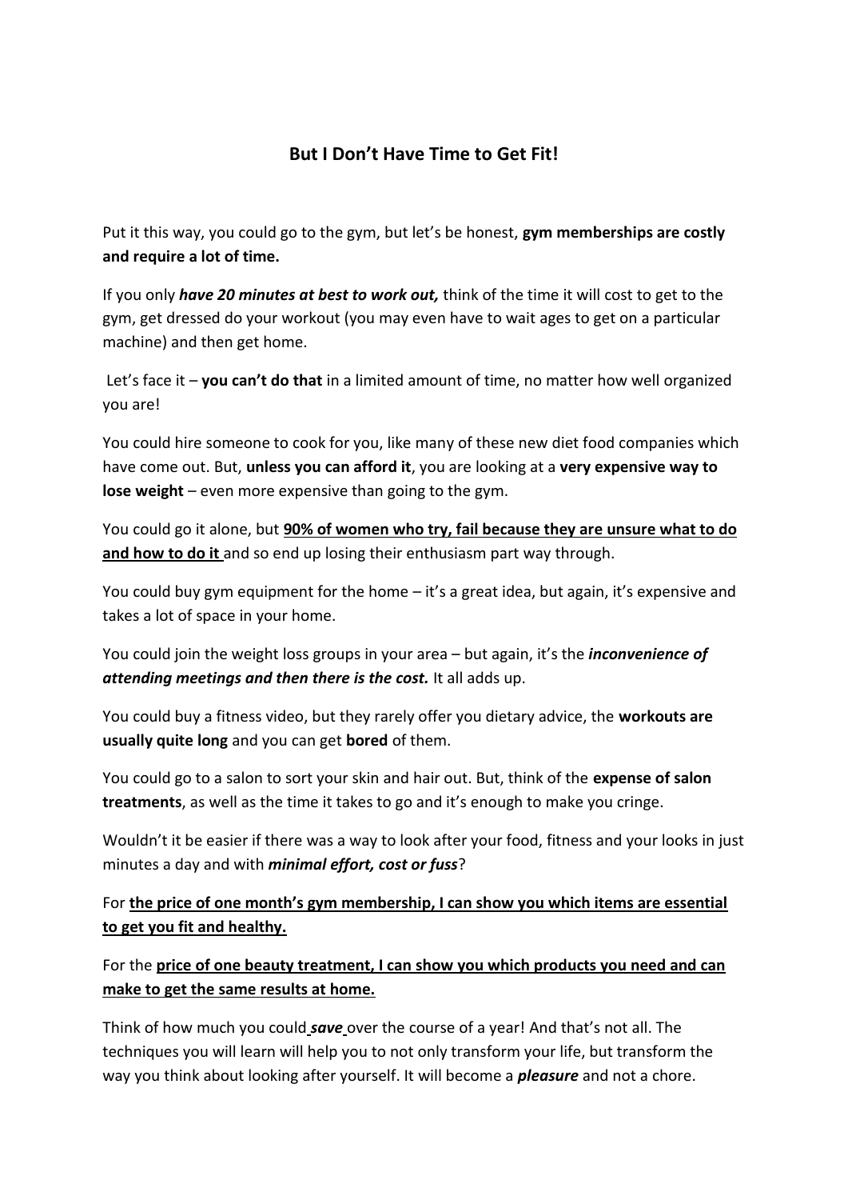## But I Don't Have Time to Get Fit!

Put it this way, you could go to the gym, but let's be honest, **gym memberships are costly and require a lot of time.**

If you only ***have 20 minutes at best to work out,*** think of the time it will cost to get to the gym, get dressed do your workout (you may even have to wait ages to get on a particular machine) and then get home.

Let's face it – **you can't do that** in a limited amount of time, no matter how well organized you are!

You could hire someone to cook for you, like many of these new diet food companies which have come out. But, **unless you can afford it**, you are looking at a **very expensive way to lose weight** – even more expensive than going to the gym.

You could go it alone, but **90% of women who try, fail because they are unsure what to do and how to do it** and so end up losing their enthusiasm part way through.

You could buy gym equipment for the home – it's a great idea, but again, it's expensive and takes a lot of space in your home.

You could join the weight loss groups in your area – but again, it's the ***inconvenience of attending meetings and then there is the cost.*** It all adds up.

You could buy a fitness video, but they rarely offer you dietary advice, the **workouts are usually quite long** and you can get **bored** of them.

You could go to a salon to sort your skin and hair out. But, think of the **expense of salon treatments**, as well as the time it takes to go and it's enough to make you cringe.

Wouldn't it be easier if there was a way to look after your food, fitness and your looks in just minutes a day and with ***minimal effort, cost or fuss***?

For **the price of one month's gym membership, I can show you which items are essential to get you fit and healthy.**

For the **price of one beauty treatment, I can show you which products you need and can make to get the same results at home.**

Think of how much you could ***save*** over the course of a year! And that's not all. The techniques you will learn will help you to not only transform your life, but transform the way you think about looking after yourself. It will become a ***pleasure*** and not a chore.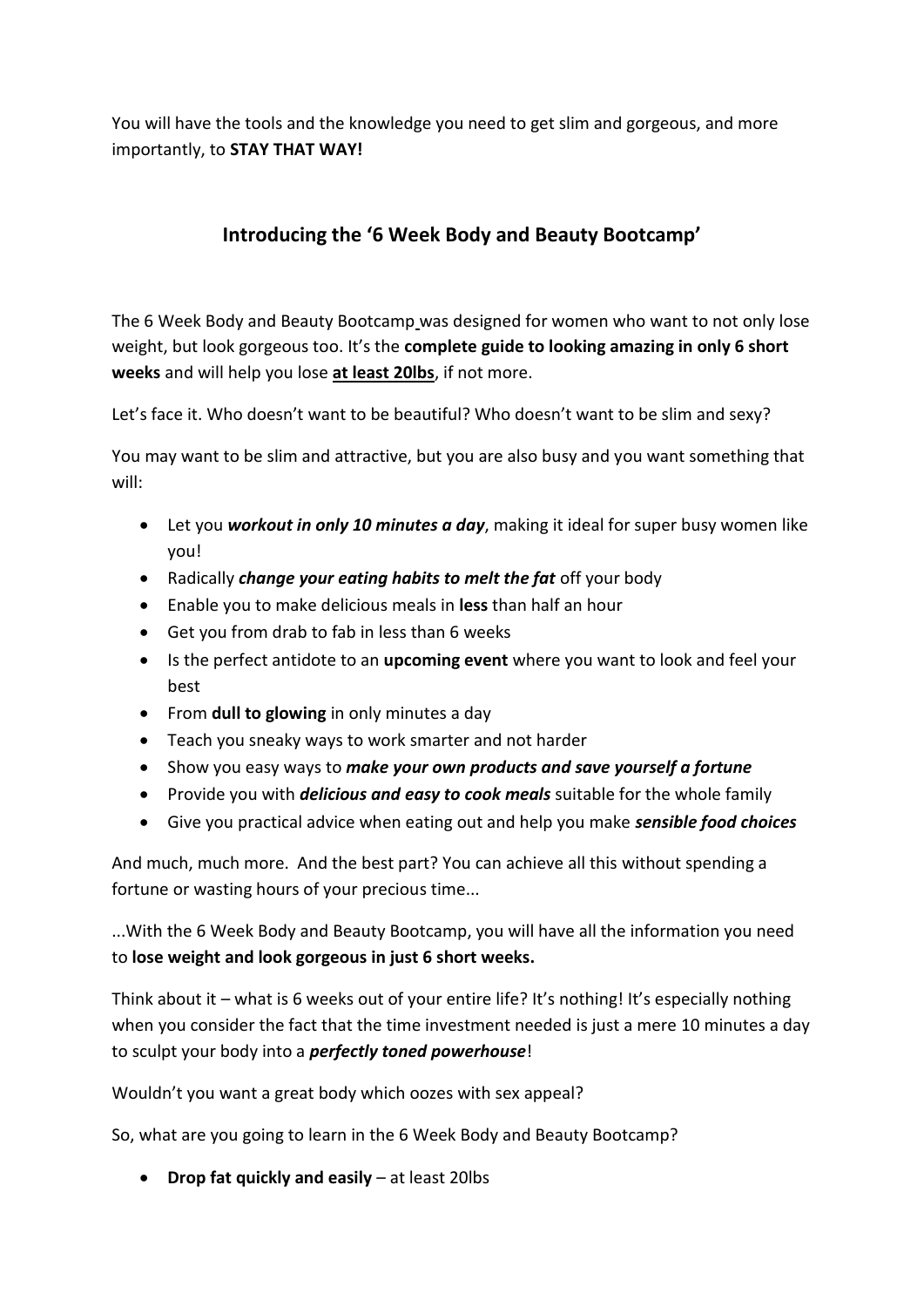You will have the tools and the knowledge you need to get slim and gorgeous, and more importantly, to **STAY THAT WAY!**

## Introducing the '6 Week Body and Beauty Bootcamp'

The 6 Week Body and Beauty Bootcamp was designed for women who want to not only lose weight, but look gorgeous too. It's the **complete guide to looking amazing in only 6 short weeks** and will help you lose **at least 20lbs**, if not more.

Let's face it. Who doesn't want to be beautiful? Who doesn't want to be slim and sexy?

You may want to be slim and attractive, but you are also busy and you want something that will:

- Let you ***workout in only 10 minutes a day***, making it ideal for super busy women like you!
- Radically ***change your eating habits to melt the fat*** off your body
- Enable you to make delicious meals in **less** than half an hour
- Get you from drab to fab in less than 6 weeks
- Is the perfect antidote to an **upcoming event** where you want to look and feel your best
- From **dull to glowing** in only minutes a day
- Teach you sneaky ways to work smarter and not harder
- Show you easy ways to ***make your own products and save yourself a fortune***
- Provide you with ***delicious and easy to cook meals*** suitable for the whole family
- Give you practical advice when eating out and help you make ***sensible food choices***

And much, much more. And the best part? You can achieve all this without spending a fortune or wasting hours of your precious time...

...With the 6 Week Body and Beauty Bootcamp, you will have all the information you need to **lose weight and look gorgeous in just 6 short weeks.**

Think about it – what is 6 weeks out of your entire life? It's nothing! It's especially nothing when you consider the fact that the time investment needed is just a mere 10 minutes a day to sculpt your body into a ***perfectly toned powerhouse***!

Wouldn't you want a great body which oozes with sex appeal?

So, what are you going to learn in the 6 Week Body and Beauty Bootcamp?

- **Drop fat quickly and easily** – at least 20lbs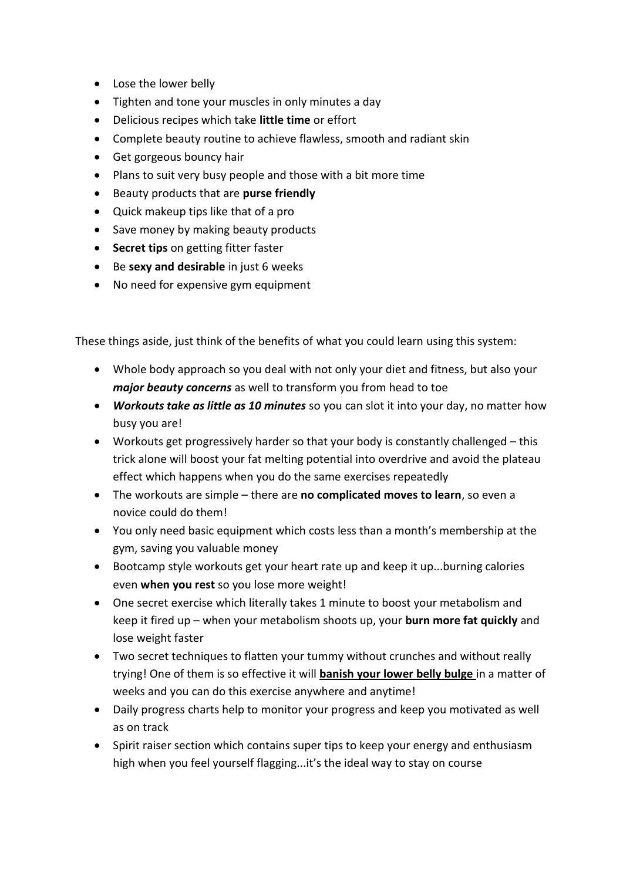- Lose the lower belly
- Tighten and tone your muscles in only minutes a day
- Delicious recipes which take **little time** or effort
- Complete beauty routine to achieve flawless, smooth and radiant skin
- Get gorgeous bouncy hair
- Plans to suit very busy people and those with a bit more time
- Beauty products that are **purse friendly**
- Quick makeup tips like that of a pro
- Save money by making beauty products
- **Secret tips** on getting fitter faster
- Be **sexy and desirable** in just 6 weeks
- No need for expensive gym equipment

These things aside, just think of the benefits of what you could learn using this system:

- Whole body approach so you deal with not only your diet and fitness, but also your ***major beauty concerns*** as well to transform you from head to toe
- ***Workouts take as little as 10 minutes*** so you can slot it into your day, no matter how busy you are!
- Workouts get progressively harder so that your body is constantly challenged – this trick alone will boost your fat melting potential into overdrive and avoid the plateau effect which happens when you do the same exercises repeatedly
- The workouts are simple – there are **no complicated moves to learn**, so even a novice could do them!
- You only need basic equipment which costs less than a month's membership at the gym, saving you valuable money
- Bootcamp style workouts get your heart rate up and keep it up...burning calories even **when you rest** so you lose more weight!
- One secret exercise which literally takes 1 minute to boost your metabolism and keep it fired up – when your metabolism shoots up, your **burn more fat quickly** and lose weight faster
- Two secret techniques to flatten your tummy without crunches and without really trying! One of them is so effective it will <u>**banish your lower belly bulge**</u> in a matter of weeks and you can do this exercise anywhere and anytime!
- Daily progress charts help to monitor your progress and keep you motivated as well as on track
- Spirit raiser section which contains super tips to keep your energy and enthusiasm high when you feel yourself flagging...it's the ideal way to stay on course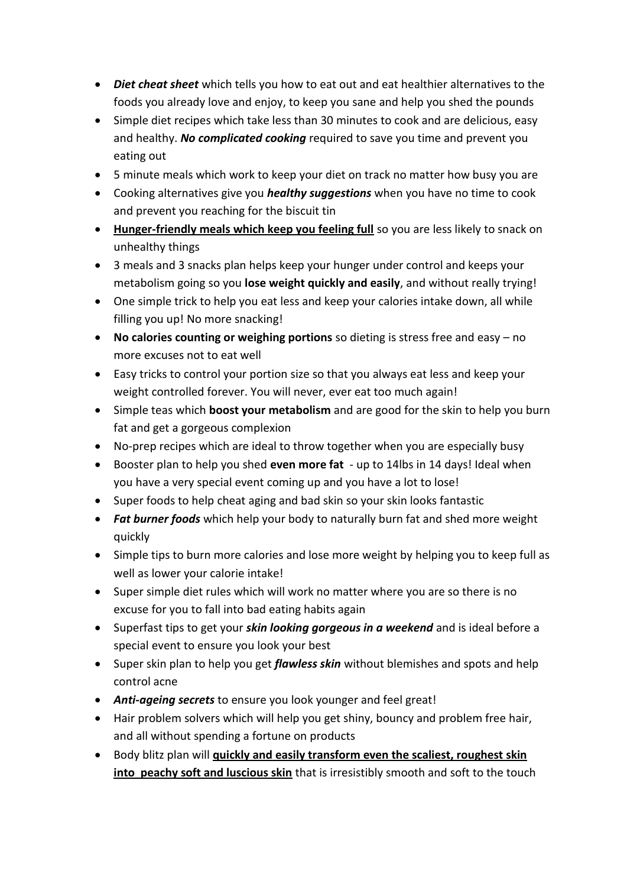- ***Diet cheat sheet*** which tells you how to eat out and eat healthier alternatives to the foods you already love and enjoy, to keep you sane and help you shed the pounds
- Simple diet recipes which take less than 30 minutes to cook and are delicious, easy and healthy. ***No complicated cooking*** required to save you time and prevent you eating out
- 5 minute meals which work to keep your diet on track no matter how busy you are
- Cooking alternatives give you ***healthy suggestions*** when you have no time to cook and prevent you reaching for the biscuit tin
- <u>**Hunger-friendly meals which keep you feeling full**</u> so you are less likely to snack on unhealthy things
- 3 meals and 3 snacks plan helps keep your hunger under control and keeps your metabolism going so you **lose weight quickly and easily**, and without really trying!
- One simple trick to help you eat less and keep your calories intake down, all while filling you up! No more snacking!
- **No calories counting or weighing portions** so dieting is stress free and easy – no more excuses not to eat well
- Easy tricks to control your portion size so that you always eat less and keep your weight controlled forever. You will never, ever eat too much again!
- Simple teas which **boost your metabolism** and are good for the skin to help you burn fat and get a gorgeous complexion
- No-prep recipes which are ideal to throw together when you are especially busy
- Booster plan to help you shed **even more fat** - up to 14lbs in 14 days! Ideal when you have a very special event coming up and you have a lot to lose!
- Super foods to help cheat aging and bad skin so your skin looks fantastic
- ***Fat burner foods*** which help your body to naturally burn fat and shed more weight quickly
- Simple tips to burn more calories and lose more weight by helping you to keep full as well as lower your calorie intake!
- Super simple diet rules which will work no matter where you are so there is no excuse for you to fall into bad eating habits again
- Superfast tips to get your ***skin looking gorgeous in a weekend*** and is ideal before a special event to ensure you look your best
- Super skin plan to help you get ***flawless skin*** without blemishes and spots and help control acne
- ***Anti-ageing secrets*** to ensure you look younger and feel great!
- Hair problem solvers which will help you get shiny, bouncy and problem free hair, and all without spending a fortune on products
- Body blitz plan will <u>**quickly and easily transform even the scaliest, roughest skin into peachy soft and luscious skin**</u> that is irresistibly smooth and soft to the touch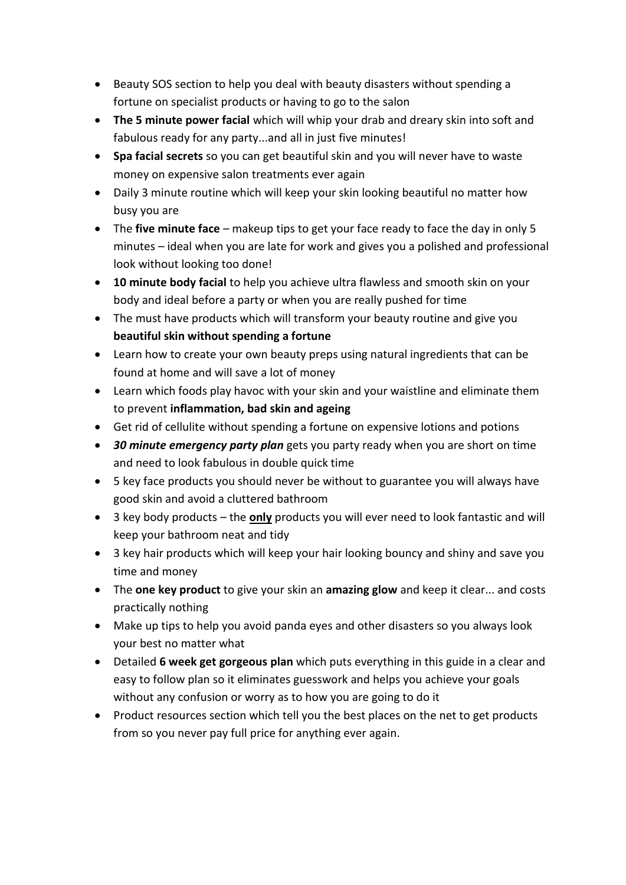- Beauty SOS section to help you deal with beauty disasters without spending a fortune on specialist products or having to go to the salon
- **The 5 minute power facial** which will whip your drab and dreary skin into soft and fabulous ready for any party...and all in just five minutes!
- **Spa facial secrets** so you can get beautiful skin and you will never have to waste money on expensive salon treatments ever again
- Daily 3 minute routine which will keep your skin looking beautiful no matter how busy you are
- The **five minute face** – makeup tips to get your face ready to face the day in only 5 minutes – ideal when you are late for work and gives you a polished and professional look without looking too done!
- **10 minute body facial** to help you achieve ultra flawless and smooth skin on your body and ideal before a party or when you are really pushed for time
- The must have products which will transform your beauty routine and give you **beautiful skin without spending a fortune**
- Learn how to create your own beauty preps using natural ingredients that can be found at home and will save a lot of money
- Learn which foods play havoc with your skin and your waistline and eliminate them to prevent **inflammation, bad skin and ageing**
- Get rid of cellulite without spending a fortune on expensive lotions and potions
- ***30 minute emergency party plan*** gets you party ready when you are short on time and need to look fabulous in double quick time
- 5 key face products you should never be without to guarantee you will always have good skin and avoid a cluttered bathroom
- 3 key body products – the <u>**only**</u> products you will ever need to look fantastic and will keep your bathroom neat and tidy
- 3 key hair products which will keep your hair looking bouncy and shiny and save you time and money
- The **one key product** to give your skin an **amazing glow** and keep it clear... and costs practically nothing
- Make up tips to help you avoid panda eyes and other disasters so you always look your best no matter what
- Detailed **6 week get gorgeous plan** which puts everything in this guide in a clear and easy to follow plan so it eliminates guesswork and helps you achieve your goals without any confusion or worry as to how you are going to do it
- Product resources section which tell you the best places on the net to get products from so you never pay full price for anything ever again.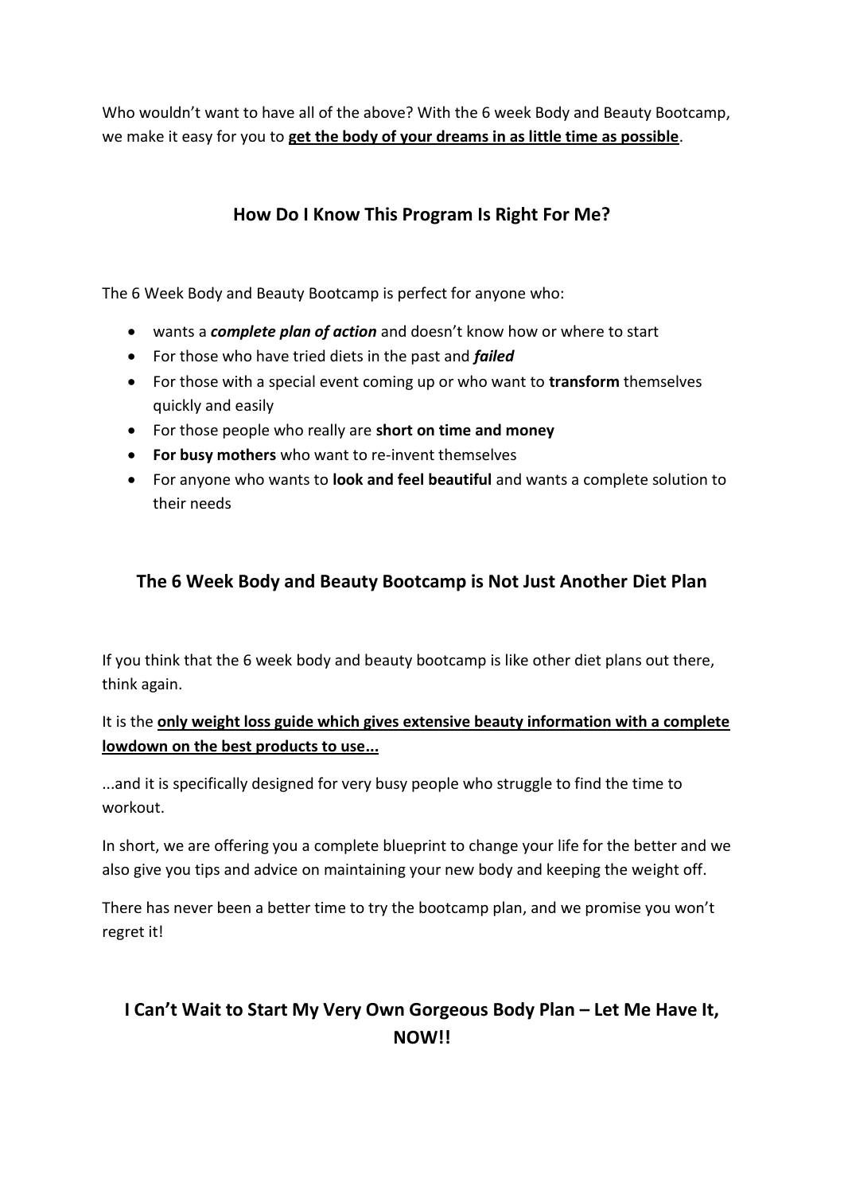Who wouldn't want to have all of the above? With the 6 week Body and Beauty Bootcamp, we make it easy for you to **get the body of your dreams in as little time as possible**.

## How Do I Know This Program Is Right For Me?

The 6 Week Body and Beauty Bootcamp is perfect for anyone who:

- wants a ***complete plan of action*** and doesn't know how or where to start
- For those who have tried diets in the past and ***failed***
- For those with a special event coming up or who want to **transform** themselves quickly and easily
- For those people who really are **short on time and money**
- **For busy mothers** who want to re-invent themselves
- For anyone who wants to **look and feel beautiful** and wants a complete solution to their needs

## The 6 Week Body and Beauty Bootcamp is Not Just Another Diet Plan

If you think that the 6 week body and beauty bootcamp is like other diet plans out there, think again.

It is the **only weight loss guide which gives extensive beauty information with a complete lowdown on the best products to use...**

...and it is specifically designed for very busy people who struggle to find the time to workout.

In short, we are offering you a complete blueprint to change your life for the better and we also give you tips and advice on maintaining your new body and keeping the weight off.

There has never been a better time to try the bootcamp plan, and we promise you won't regret it!

## I Can't Wait to Start My Very Own Gorgeous Body Plan – Let Me Have It, NOW!!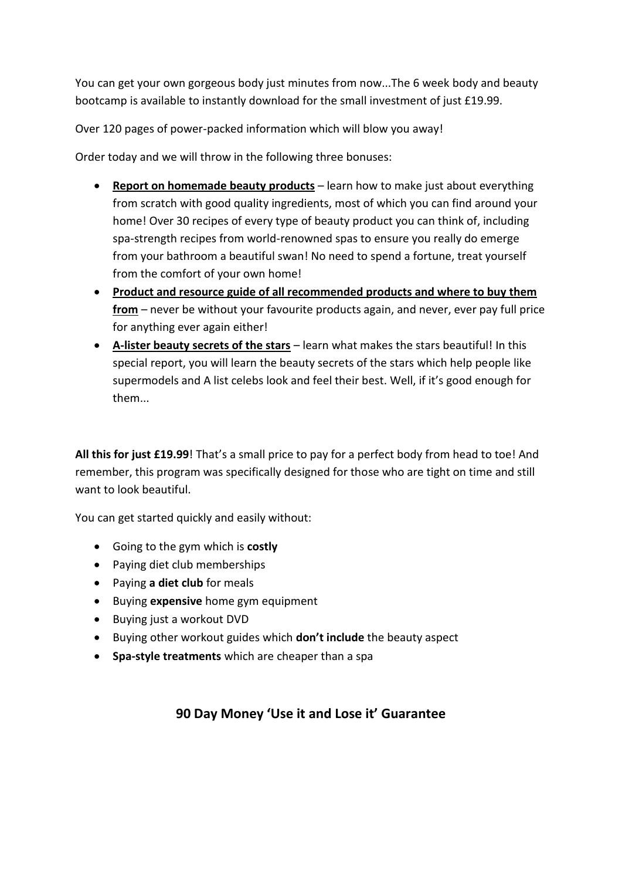You can get your own gorgeous body just minutes from now...The 6 week body and beauty bootcamp is available to instantly download for the small investment of just £19.99.

Over 120 pages of power-packed information which will blow you away!

Order today and we will throw in the following three bonuses:

- <u>**Report on homemade beauty products**</u> – learn how to make just about everything from scratch with good quality ingredients, most of which you can find around your home! Over 30 recipes of every type of beauty product you can think of, including spa-strength recipes from world-renowned spas to ensure you really do emerge from your bathroom a beautiful swan! No need to spend a fortune, treat yourself from the comfort of your own home!
- <u>**Product and resource guide of all recommended products and where to buy them from**</u> – never be without your favourite products again, and never, ever pay full price for anything ever again either!
- <u>**A-lister beauty secrets of the stars**</u> – learn what makes the stars beautiful! In this special report, you will learn the beauty secrets of the stars which help people like supermodels and A list celebs look and feel their best. Well, if it's good enough for them...

**All this for just £19.99**! That's a small price to pay for a perfect body from head to toe! And remember, this program was specifically designed for those who are tight on time and still want to look beautiful.

You can get started quickly and easily without:

- Going to the gym which is **costly**
- Paying diet club memberships
- Paying **a diet club** for meals
- Buying **expensive** home gym equipment
- Buying just a workout DVD
- Buying other workout guides which **don't include** the beauty aspect
- **Spa-style treatments** which are cheaper than a spa

## 90 Day Money 'Use it and Lose it' Guarantee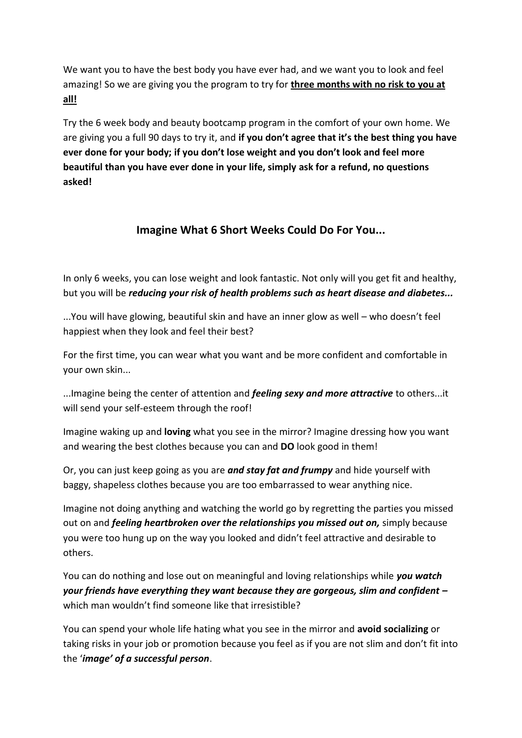We want you to have the best body you have ever had, and we want you to look and feel amazing! So we are giving you the program to try for **<u>three months with no risk to you at all!</u>**

Try the 6 week body and beauty bootcamp program in the comfort of your own home. We are giving you a full 90 days to try it, and **if you don't agree that it's the best thing you have ever done for your body; if you don't lose weight and you don't look and feel more beautiful than you have ever done in your life, simply ask for a refund, no questions asked!**

## Imagine What 6 Short Weeks Could Do For You...

In only 6 weeks, you can lose weight and look fantastic. Not only will you get fit and healthy, but you will be ***reducing your risk of health problems such as heart disease and diabetes...***

...You will have glowing, beautiful skin and have an inner glow as well – who doesn't feel happiest when they look and feel their best?

For the first time, you can wear what you want and be more confident and comfortable in your own skin...

...Imagine being the center of attention and ***feeling sexy and more attractive*** to others...it will send your self-esteem through the roof!

Imagine waking up and **loving** what you see in the mirror? Imagine dressing how you want and wearing the best clothes because you can and **DO** look good in them!

Or, you can just keep going as you are ***and stay fat and frumpy*** and hide yourself with baggy, shapeless clothes because you are too embarrassed to wear anything nice.

Imagine not doing anything and watching the world go by regretting the parties you missed out on and ***feeling heartbroken over the relationships you missed out on,*** simply because you were too hung up on the way you looked and didn't feel attractive and desirable to others.

You can do nothing and lose out on meaningful and loving relationships while ***you watch your friends have everything they want because they are gorgeous, slim and confident –*** which man wouldn't find someone like that irresistible?

You can spend your whole life hating what you see in the mirror and **avoid socializing** or taking risks in your job or promotion because you feel as if you are not slim and don't fit into the '***image' of a successful person***.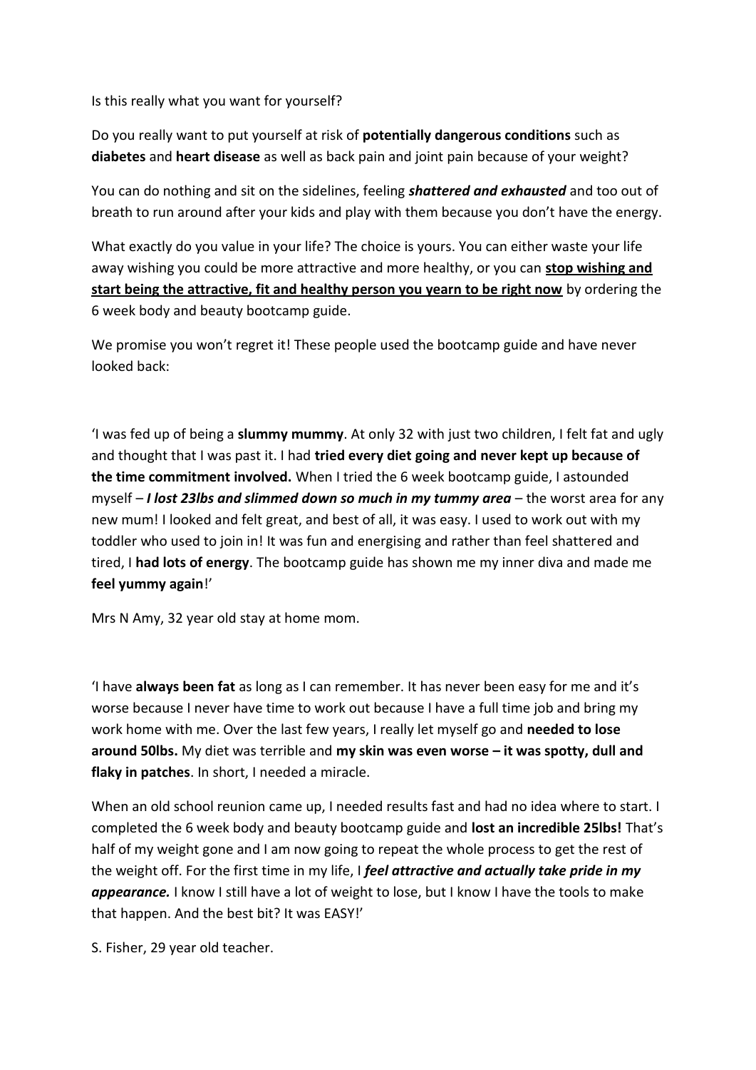Is this really what you want for yourself?

Do you really want to put yourself at risk of **potentially dangerous conditions** such as **diabetes** and **heart disease** as well as back pain and joint pain because of your weight?

You can do nothing and sit on the sidelines, feeling ***shattered and exhausted*** and too out of breath to run around after your kids and play with them because you don't have the energy.

What exactly do you value in your life? The choice is yours. You can either waste your life away wishing you could be more attractive and more healthy, or you can **<u>stop wishing and start being the attractive, fit and healthy person you yearn to be right now</u>** by ordering the 6 week body and beauty bootcamp guide.

We promise you won't regret it! These people used the bootcamp guide and have never looked back:

'I was fed up of being a **slummy mummy**. At only 32 with just two children, I felt fat and ugly and thought that I was past it. I had **tried every diet going and never kept up because of the time commitment involved.** When I tried the 6 week bootcamp guide, I astounded myself – ***I lost 23lbs and slimmed down so much in my tummy area*** – the worst area for any new mum! I looked and felt great, and best of all, it was easy. I used to work out with my toddler who used to join in! It was fun and energising and rather than feel shattered and tired, I **had lots of energy**. The bootcamp guide has shown me my inner diva and made me **feel yummy again**!'

Mrs N Amy, 32 year old stay at home mom.

'I have **always been fat** as long as I can remember. It has never been easy for me and it's worse because I never have time to work out because I have a full time job and bring my work home with me. Over the last few years, I really let myself go and **needed to lose around 50lbs.** My diet was terrible and **my skin was even worse – it was spotty, dull and flaky in patches**. In short, I needed a miracle.

When an old school reunion came up, I needed results fast and had no idea where to start. I completed the 6 week body and beauty bootcamp guide and **lost an incredible 25lbs!** That's half of my weight gone and I am now going to repeat the whole process to get the rest of the weight off. For the first time in my life, I ***feel attractive and actually take pride in my appearance.*** I know I still have a lot of weight to lose, but I know I have the tools to make that happen. And the best bit? It was EASY!'

S. Fisher, 29 year old teacher.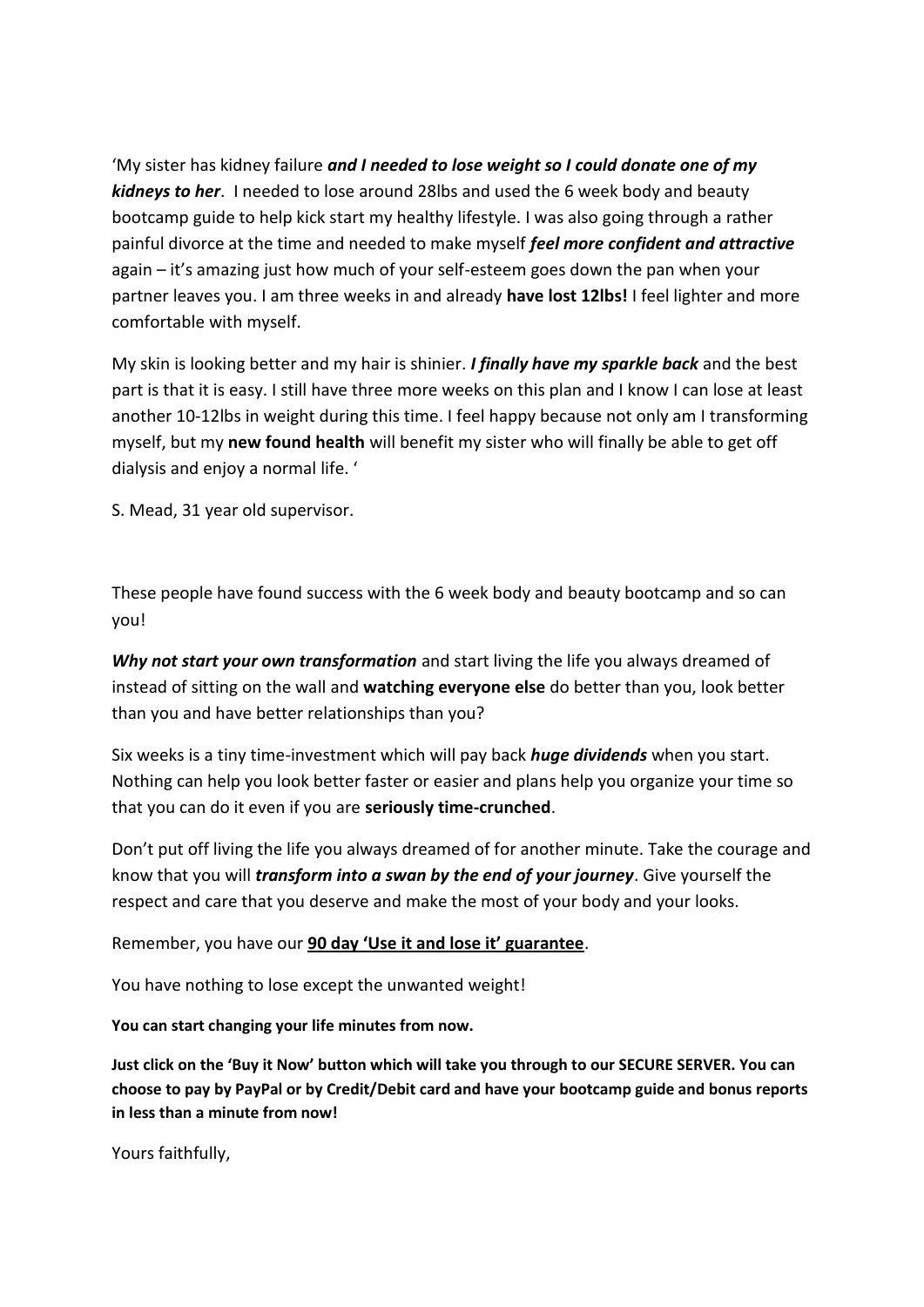'My sister has kidney failure ***and I needed to lose weight so I could donate one of my kidneys to her***. I needed to lose around 28lbs and used the 6 week body and beauty bootcamp guide to help kick start my healthy lifestyle. I was also going through a rather painful divorce at the time and needed to make myself ***feel more confident and attractive*** again – it's amazing just how much of your self-esteem goes down the pan when your partner leaves you. I am three weeks in and already **have lost 12lbs!** I feel lighter and more comfortable with myself.

My skin is looking better and my hair is shinier. ***I finally have my sparkle back*** and the best part is that it is easy. I still have three more weeks on this plan and I know I can lose at least another 10-12lbs in weight during this time. I feel happy because not only am I transforming myself, but my **new found health** will benefit my sister who will finally be able to get off dialysis and enjoy a normal life. '

S. Mead, 31 year old supervisor.

These people have found success with the 6 week body and beauty bootcamp and so can you!

***Why not start your own transformation*** and start living the life you always dreamed of instead of sitting on the wall and **watching everyone else** do better than you, look better than you and have better relationships than you?

Six weeks is a tiny time-investment which will pay back ***huge dividends*** when you start. Nothing can help you look better faster or easier and plans help you organize your time so that you can do it even if you are **seriously time-crunched**.

Don't put off living the life you always dreamed of for another minute. Take the courage and know that you will ***transform into a swan by the end of your journey***. Give yourself the respect and care that you deserve and make the most of your body and your looks.

Remember, you have our <u>**90 day 'Use it and lose it' guarantee**</u>.

You have nothing to lose except the unwanted weight!

**You can start changing your life minutes from now.**

**Just click on the 'Buy it Now' button which will take you through to our SECURE SERVER. You can choose to pay by PayPal or by Credit/Debit card and have your bootcamp guide and bonus reports in less than a minute from now!**

Yours faithfully,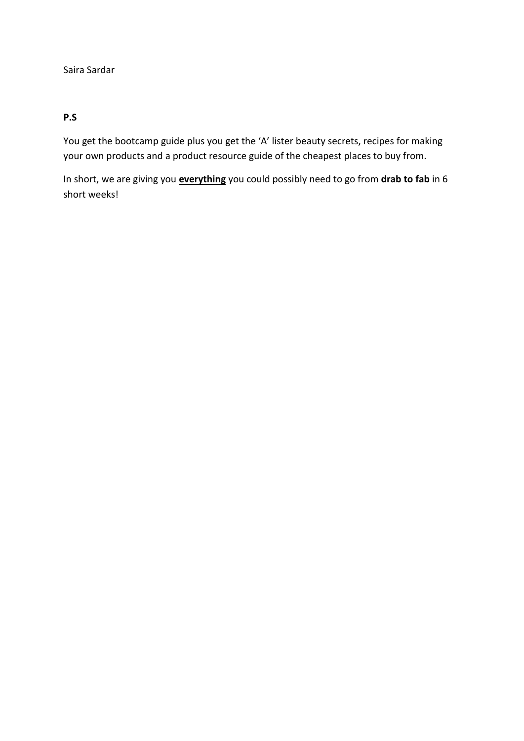Saira Sardar

**P.S**

You get the bootcamp guide plus you get the 'A' lister beauty secrets, recipes for making your own products and a product resource guide of the cheapest places to buy from.

In short, we are giving you <u>**everything**</u> you could possibly need to go from **drab to fab** in 6 short weeks!